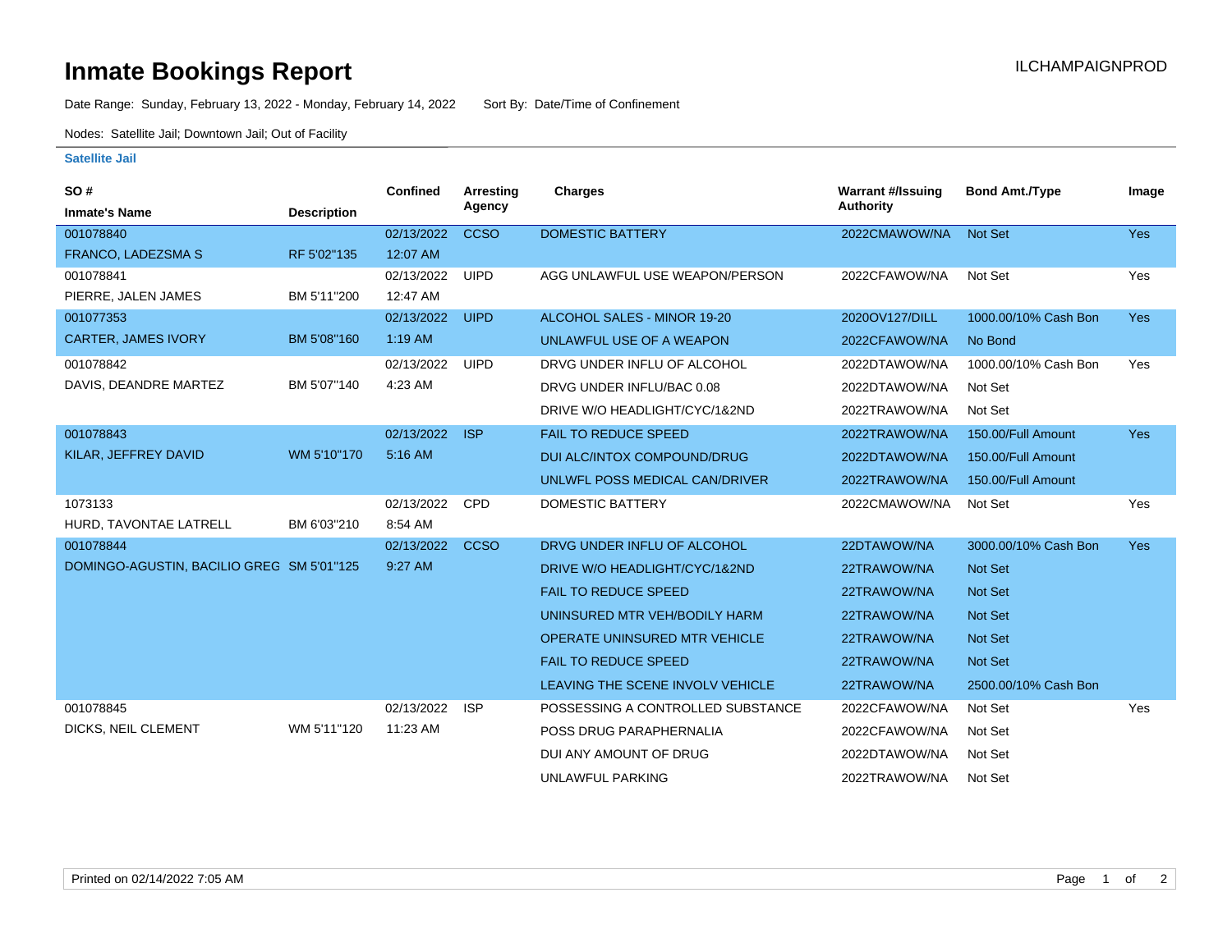# Inmate Bookings Report

ILCHAMPAIGNPROD

Date Range: Sunday, February 13, 2022 - Monday, February 14, 2022    Sort By: Date/Time of Confinement

Nodes: Satellite Jail; Downtown Jail; Out of Facility

**Satellite Jail**

| SO # / Inmate's Name | Description | Confined | Arresting Agency | Charges | Warrant #/Issuing Authority | Bond Amt./Type | Image |
|---|---|---|---|---|---|---|---|
| 001078840 FRANCO, LADEZSMA S | RF 5'02"135 | 02/13/2022 12:07 AM | CCSO | DOMESTIC BATTERY | 2022CMAWOW/NA | Not Set | Yes |
| 001078841 PIERRE, JALEN JAMES | BM 5'11"200 | 02/13/2022 12:47 AM | UIPD | AGG UNLAWFUL USE WEAPON/PERSON | 2022CFAWOW/NA | Not Set | Yes |
| 001077353 CARTER, JAMES IVORY | BM 5'08"160 | 02/13/2022 1:19 AM | UIPD | ALCOHOL SALES - MINOR 19-20 | 2020OV127/DILL | 1000.00/10% Cash Bon | Yes |
| | | | | UNLAWFUL USE OF A WEAPON | 2022CFAWOW/NA | No Bond | |
| 001078842 DAVIS, DEANDRE MARTEZ | BM 5'07"140 | 02/13/2022 4:23 AM | UIPD | DRVG UNDER INFLU OF ALCOHOL | 2022DTAWOW/NA | 1000.00/10% Cash Bon | Yes |
| | | | | DRVG UNDER INFLU/BAC 0.08 | 2022DTAWOW/NA | Not Set | |
| | | | | DRIVE W/O HEADLIGHT/CYC/1&2ND | 2022TRAWOW/NA | Not Set | |
| 001078843 KILAR, JEFFREY DAVID | WM 5'10"170 | 02/13/2022 5:16 AM | ISP | FAIL TO REDUCE SPEED | 2022TRAWOW/NA | 150.00/Full Amount | Yes |
| | | | | DUI ALC/INTOX COMPOUND/DRUG | 2022DTAWOW/NA | 150.00/Full Amount | |
| | | | | UNLWFL POSS MEDICAL CAN/DRIVER | 2022TRAWOW/NA | 150.00/Full Amount | |
| 1073133 HURD, TAVONTAE LATRELL | BM 6'03"210 | 02/13/2022 8:54 AM | CPD | DOMESTIC BATTERY | 2022CMAWOW/NA | Not Set | Yes |
| 001078844 DOMINGO-AGUSTIN, BACILIO GREG | SM 5'01"125 | 02/13/2022 9:27 AM | CCSO | DRVG UNDER INFLU OF ALCOHOL | 22DTAWOW/NA | 3000.00/10% Cash Bon | Yes |
| | | | | DRIVE W/O HEADLIGHT/CYC/1&2ND | 22TRAWOW/NA | Not Set | |
| | | | | FAIL TO REDUCE SPEED | 22TRAWOW/NA | Not Set | |
| | | | | UNINSURED MTR VEH/BODILY HARM | 22TRAWOW/NA | Not Set | |
| | | | | OPERATE UNINSURED MTR VEHICLE | 22TRAWOW/NA | Not Set | |
| | | | | FAIL TO REDUCE SPEED | 22TRAWOW/NA | Not Set | |
| | | | | LEAVING THE SCENE INVOLV VEHICLE | 22TRAWOW/NA | 2500.00/10% Cash Bon | |
| 001078845 DICKS, NEIL CLEMENT | WM 5'11"120 | 02/13/2022 11:23 AM | ISP | POSSESSING A CONTROLLED SUBSTANCE | 2022CFAWOW/NA | Not Set | Yes |
| | | | | POSS DRUG PARAPHERNALIA | 2022CFAWOW/NA | Not Set | |
| | | | | DUI ANY AMOUNT OF DRUG | 2022DTAWOW/NA | Not Set | |
| | | | | UNLAWFUL PARKING | 2022TRAWOW/NA | Not Set | |

Printed on 02/14/2022 7:05 AM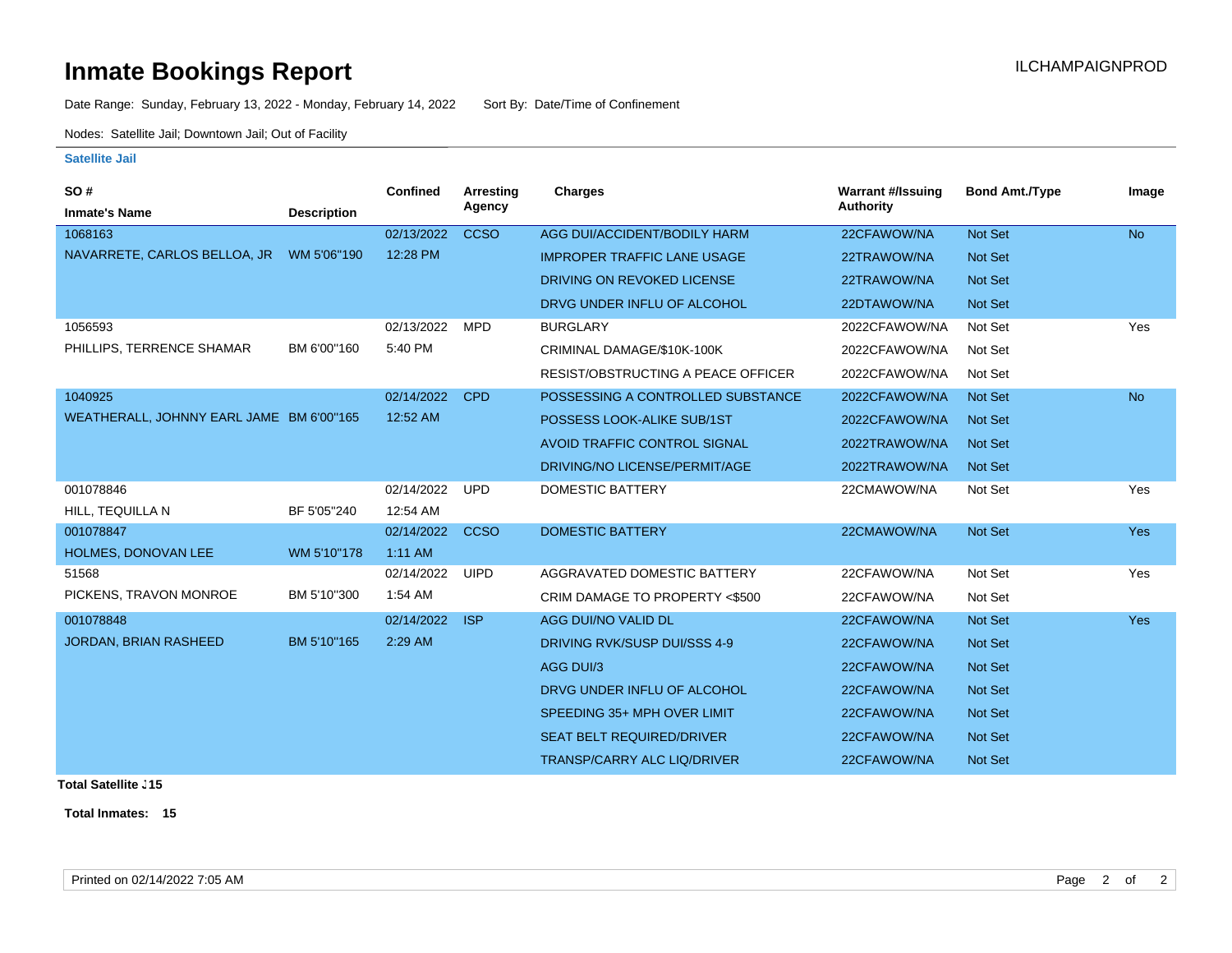# Inmate Bookings Report

ILCHAMPAIGNPROD

Date Range: Sunday, February 13, 2022 - Monday, February 14, 2022 Sort By: Date/Time of Confinement

Nodes: Satellite Jail; Downtown Jail; Out of Facility

**Satellite Jail**

| SO # / Inmate's Name | Description | Confined | Arresting Agency | Charges | Warrant #/Issuing Authority | Bond Amt./Type | Image |
|---|---|---|---|---|---|---|---|
| 1068163 NAVARRETE, CARLOS BELLOA, JR | WM 5'06''190 | 02/13/2022 12:28 PM | CCSO | AGG DUI/ACCIDENT/BODILY HARM | 22CFAWOW/NA | Not Set | No |
| | | | | IMPROPER TRAFFIC LANE USAGE | 22TRAWOW/NA | Not Set | |
| | | | | DRIVING ON REVOKED LICENSE | 22TRAWOW/NA | Not Set | |
| | | | | DRVG UNDER INFLU OF ALCOHOL | 22DTAWOW/NA | Not Set | |
| 1056593 PHILLIPS, TERRENCE SHAMAR | BM 6'00''160 | 02/13/2022 5:40 PM | MPD | BURGLARY | 2022CFAWOW/NA | Not Set | Yes |
| | | | | CRIMINAL DAMAGE/$10K-100K | 2022CFAWOW/NA | Not Set | |
| | | | | RESIST/OBSTRUCTING A PEACE OFFICER | 2022CFAWOW/NA | Not Set | |
| 1040925 WEATHERALL, JOHNNY EARL JAME | BM 6'00''165 | 02/14/2022 12:52 AM | CPD | POSSESSING A CONTROLLED SUBSTANCE | 2022CFAWOW/NA | Not Set | No |
| | | | | POSSESS LOOK-ALIKE SUB/1ST | 2022CFAWOW/NA | Not Set | |
| | | | | AVOID TRAFFIC CONTROL SIGNAL | 2022TRAWOW/NA | Not Set | |
| | | | | DRIVING/NO LICENSE/PERMIT/AGE | 2022TRAWOW/NA | Not Set | |
| 001078846 HILL, TEQUILLA N | BF 5'05''240 | 02/14/2022 12:54 AM | UPD | DOMESTIC BATTERY | 22CMAWOW/NA | Not Set | Yes |
| 001078847 HOLMES, DONOVAN LEE | WM 5'10''178 | 02/14/2022 1:11 AM | CCSO | DOMESTIC BATTERY | 22CMAWOW/NA | Not Set | Yes |
| 51568 PICKENS, TRAVON MONROE | BM 5'10''300 | 02/14/2022 1:54 AM | UIPD | AGGRAVATED DOMESTIC BATTERY | 22CFAWOW/NA | Not Set | Yes |
| | | | | CRIM DAMAGE TO PROPERTY <$500 | 22CFAWOW/NA | Not Set | |
| 001078848 JORDAN, BRIAN RASHEED | BM 5'10''165 | 02/14/2022 2:29 AM | ISP | AGG DUI/NO VALID DL | 22CFAWOW/NA | Not Set | Yes |
| | | | | DRIVING RVK/SUSP DUI/SSS 4-9 | 22CFAWOW/NA | Not Set | |
| | | | | AGG DUI/3 | 22CFAWOW/NA | Not Set | |
| | | | | DRVG UNDER INFLU OF ALCOHOL | 22CFAWOW/NA | Not Set | |
| | | | | SPEEDING 35+ MPH OVER LIMIT | 22CFAWOW/NA | Not Set | |
| | | | | SEAT BELT REQUIRED/DRIVER | 22CFAWOW/NA | Not Set | |
| | | | | TRANSP/CARRY ALC LIQ/DRIVER | 22CFAWOW/NA | Not Set | |

**Total Satellite J 15**

**Total Inmates: 15**

Printed on 02/14/2022 7:05 AM